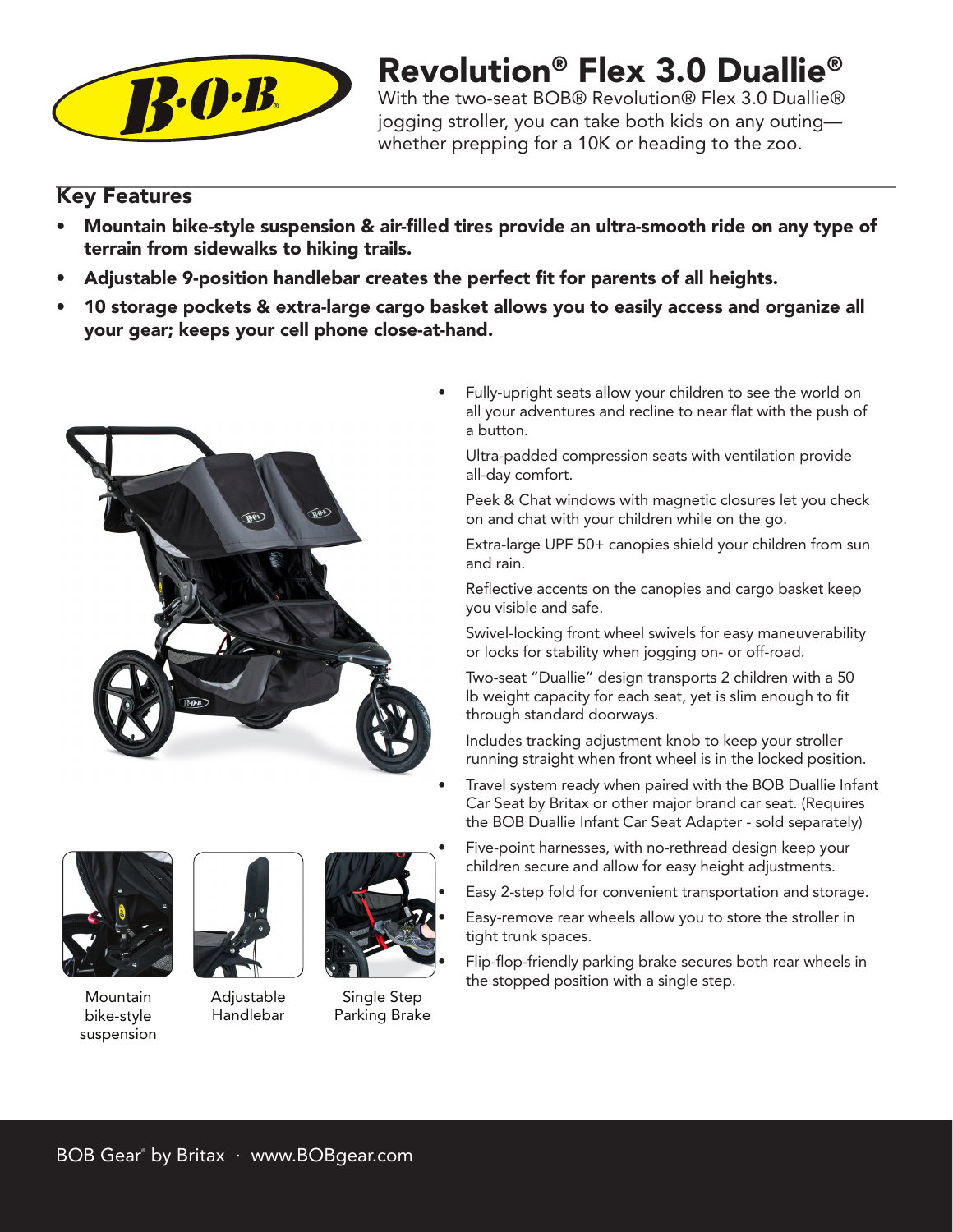# Revolution® Flex 3.0 Duallie®

With the two-seat BOB® Revolution® Flex 3.0 Duallie® jogging stroller, you can take both kids on any outing—whether prepping for a 10K or heading to the zoo.

## Key Features

- **Mountain bike-style suspension & air-filled tires provide an ultra-smooth ride on any type of terrain from sidewalks to hiking trails.**
- **Adjustable 9-position handlebar creates the perfect fit for parents of all heights.**
- **10 storage pockets & extra-large cargo basket allows you to easily access and organize all your gear; keeps your cell phone close-at-hand.**

- Fully-upright seats allow your children to see the world on all your adventures and recline to near flat with the push of a button.

  Ultra-padded compression seats with ventilation provide all-day comfort.

  Peek & Chat windows with magnetic closures let you check on and chat with your children while on the go.

  Extra-large UPF 50+ canopies shield your children from sun and rain.

  Reflective accents on the canopies and cargo basket keep you visible and safe.

  Swivel-locking front wheel swivels for easy maneuverability or locks for stability when jogging on- or off-road.

  Two-seat "Duallie" design transports 2 children with a 50 lb weight capacity for each seat, yet is slim enough to fit through standard doorways.

  Includes tracking adjustment knob to keep your stroller running straight when front wheel is in the locked position.
- Travel system ready when paired with the BOB Duallie Infant Car Seat by Britax or other major brand car seat. (Requires the BOB Duallie Infant Car Seat Adapter - sold separately)
- Five-point harnesses, with no-rethread design keep your children secure and allow for easy height adjustments.
- Easy 2-step fold for convenient transportation and storage.
- Easy-remove rear wheels allow you to store the stroller in tight trunk spaces.
- Flip-flop-friendly parking brake secures both rear wheels in the stopped position with a single step.

Mountain bike-style suspension

Adjustable Handlebar

Single Step Parking Brake

BOB Gear® by Britax · www.BOBgear.com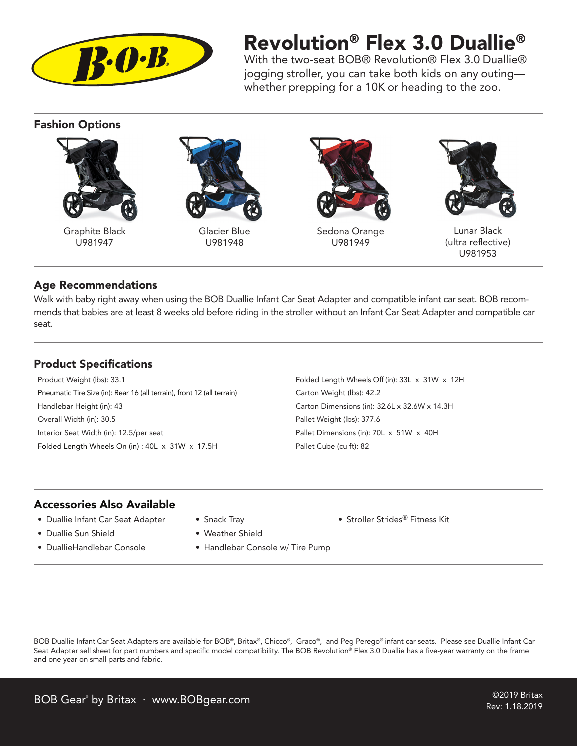# Revolution® Flex 3.0 Duallie®

With the two-seat BOB® Revolution® Flex 3.0 Duallie® jogging stroller, you can take both kids on any outing—whether prepping for a 10K or heading to the zoo.

## Fashion Options

Graphite Black
U981947

Glacier Blue
U981948

Sedona Orange
U981949

Lunar Black
(ultra reflective)
U981953

## Age Recommendations

Walk with baby right away when using the BOB Duallie Infant Car Seat Adapter and compatible infant car seat. BOB recommends that babies are at least 8 weeks old before riding in the stroller without an Infant Car Seat Adapter and compatible car seat.

## Product Specifications

Product Weight (lbs): 33.1
Pneumatic Tire Size (in): Rear 16 (all terrain), front 12 (all terrain)
Handlebar Height (in): 43
Overall Width (in): 30.5
Interior Seat Width (in): 12.5/per seat
Folded Length Wheels On (in) : 40L x 31W x 17.5H

Folded Length Wheels Off (in): 33L x 31W x 12H
Carton Weight (lbs): 42.2
Carton Dimensions (in): 32.6L x 32.6W x 14.3H
Pallet Weight (lbs): 377.6
Pallet Dimensions (in): 70L x 51W x 40H
Pallet Cube (cu ft): 82

## Accessories Also Available

- Duallie Infant Car Seat Adapter
- Duallie Sun Shield
- DuallieHandlebar Console
- Snack Tray
- Weather Shield
- Handlebar Console w/ Tire Pump
- Stroller Strides® Fitness Kit

BOB Duallie Infant Car Seat Adapters are available for BOB®, Britax®, Chicco®, Graco®, and Peg Perego® infant car seats. Please see Duallie Infant Car Seat Adapter sell sheet for part numbers and specific model compatibility. The BOB Revolution® Flex 3.0 Duallie has a five-year warranty on the frame and one year on small parts and fabric.

BOB Gear® by Britax · www.BOBgear.com

©2019 Britax
Rev: 1.18.2019